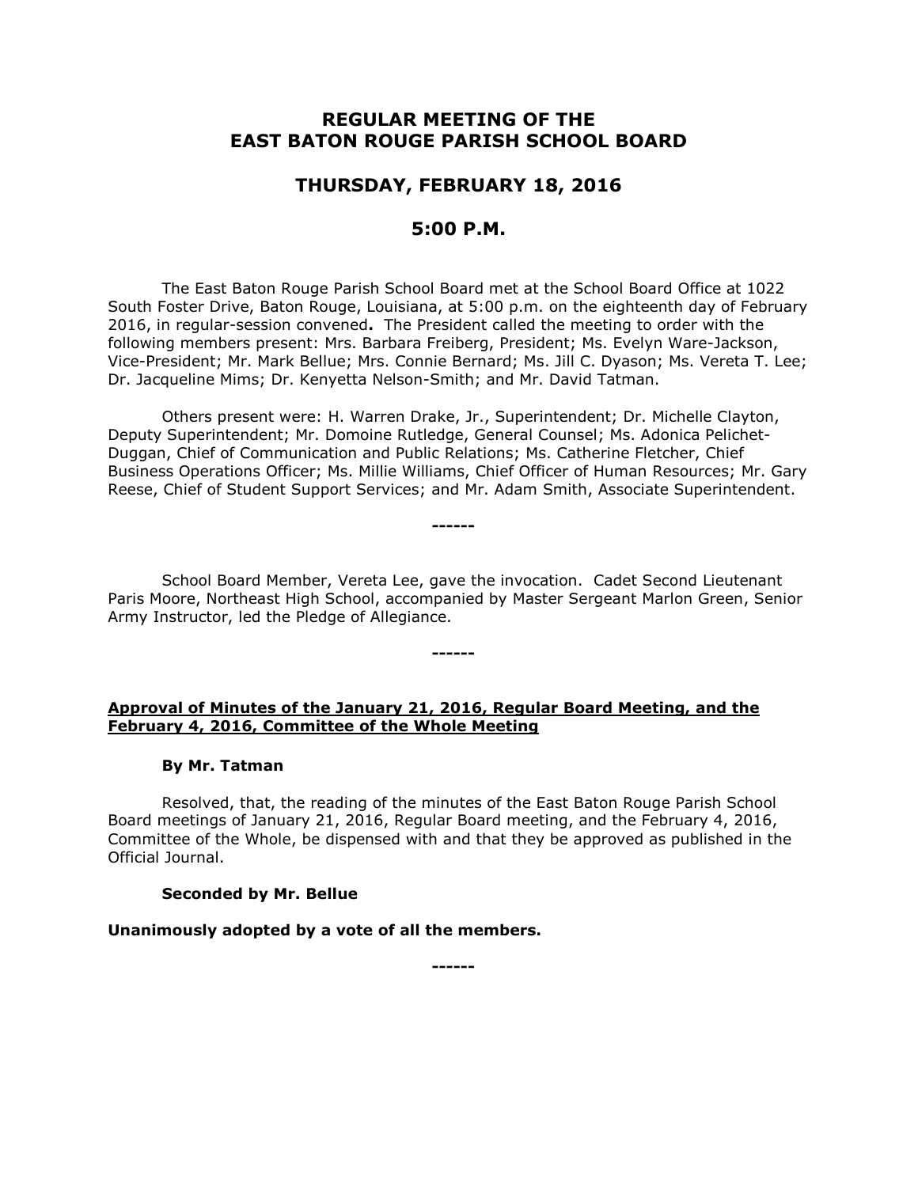# REGULAR MEETING OF THE EAST BATON ROUGE PARISH SCHOOL BOARD

## THURSDAY, FEBRUARY 18, 2016

## 5:00 P.M.

The East Baton Rouge Parish School Board met at the School Board Office at 1022 South Foster Drive, Baton Rouge, Louisiana, at 5:00 p.m. on the eighteenth day of February 2016, in regular-session convened**.** The President called the meeting to order with the following members present: Mrs. Barbara Freiberg, President; Ms. Evelyn Ware-Jackson, Vice-President; Mr. Mark Bellue; Mrs. Connie Bernard; Ms. Jill C. Dyason; Ms. Vereta T. Lee; Dr. Jacqueline Mims; Dr. Kenyetta Nelson-Smith; and Mr. David Tatman.

Others present were: H. Warren Drake, Jr., Superintendent; Dr. Michelle Clayton, Deputy Superintendent; Mr. Domoine Rutledge, General Counsel; Ms. Adonica Pelichet-Duggan, Chief of Communication and Public Relations; Ms. Catherine Fletcher, Chief Business Operations Officer; Ms. Millie Williams, Chief Officer of Human Resources; Mr. Gary Reese, Chief of Student Support Services; and Mr. Adam Smith, Associate Superintendent.

------

School Board Member, Vereta Lee, gave the invocation. Cadet Second Lieutenant Paris Moore, Northeast High School, accompanied by Master Sergeant Marlon Green, Senior Army Instructor, led the Pledge of Allegiance.

------

**Approval of Minutes of the January 21, 2016, Regular Board Meeting, and the February 4, 2016, Committee of the Whole Meeting**

**By Mr. Tatman**

Resolved, that, the reading of the minutes of the East Baton Rouge Parish School Board meetings of January 21, 2016, Regular Board meeting, and the February 4, 2016, Committee of the Whole, be dispensed with and that they be approved as published in the Official Journal.

**Seconded by Mr. Bellue**

**Unanimously adopted by a vote of all the members.**

------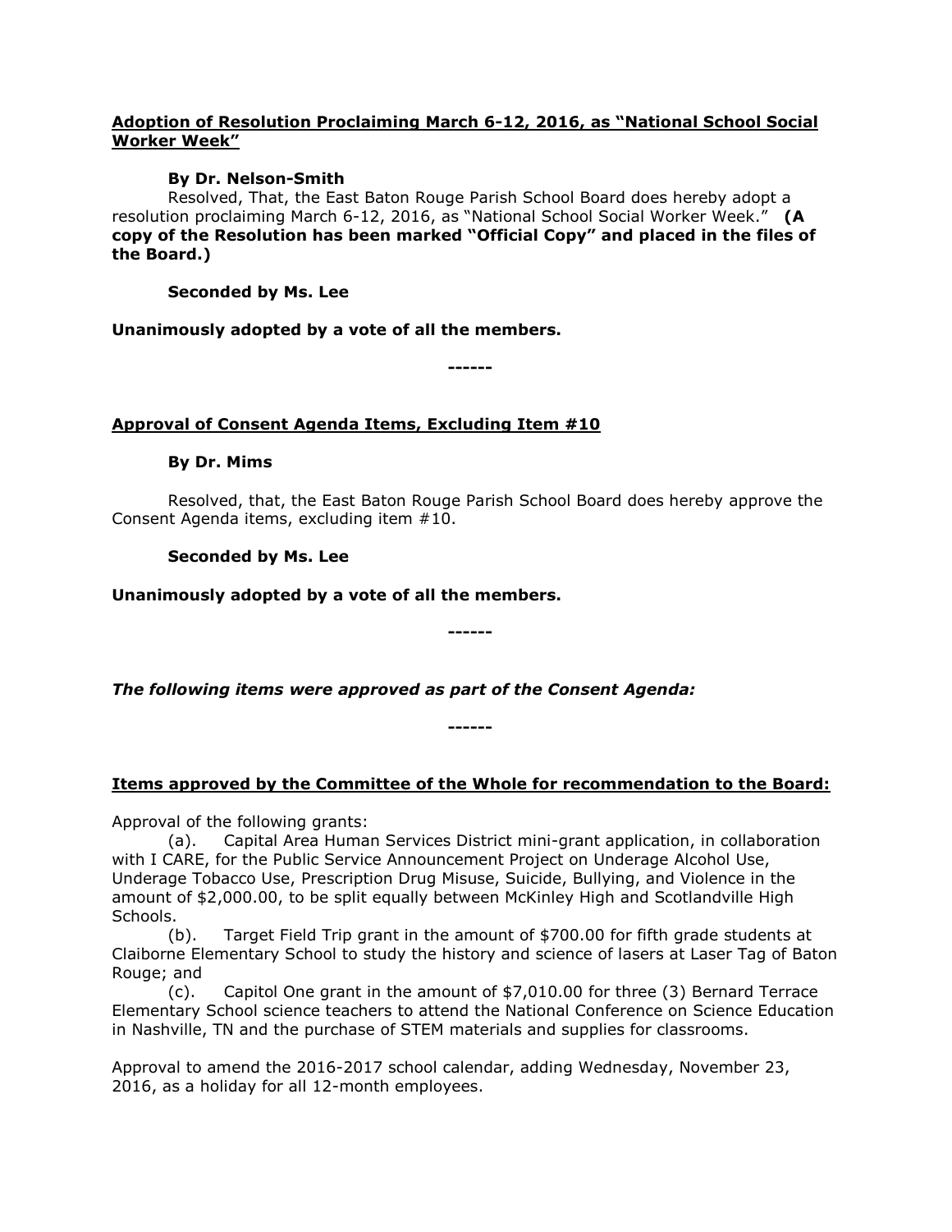**<u>Adoption of Resolution Proclaiming March 6-12, 2016, as "National School Social Worker Week"</u>**

**By Dr. Nelson-Smith**

Resolved, That, the East Baton Rouge Parish School Board does hereby adopt a resolution proclaiming March 6-12, 2016, as "National School Social Worker Week." **(A copy of the Resolution has been marked "Official Copy" and placed in the files of the Board.)**

**Seconded by Ms. Lee**

**Unanimously adopted by a vote of all the members.**

**------**

**<u>Approval of Consent Agenda Items, Excluding Item #10</u>**

**By Dr. Mims**

Resolved, that, the East Baton Rouge Parish School Board does hereby approve the Consent Agenda items, excluding item #10.

**Seconded by Ms. Lee**

**Unanimously adopted by a vote of all the members.**

**------**

***The following items were approved as part of the Consent Agenda:***

**------**

**<u>Items approved by the Committee of the Whole for recommendation to the Board:</u>**

Approval of the following grants:

(a). Capital Area Human Services District mini-grant application, in collaboration with I CARE, for the Public Service Announcement Project on Underage Alcohol Use, Underage Tobacco Use, Prescription Drug Misuse, Suicide, Bullying, and Violence in the amount of $2,000.00, to be split equally between McKinley High and Scotlandville High Schools.

(b). Target Field Trip grant in the amount of $700.00 for fifth grade students at Claiborne Elementary School to study the history and science of lasers at Laser Tag of Baton Rouge; and

(c). Capitol One grant in the amount of $7,010.00 for three (3) Bernard Terrace Elementary School science teachers to attend the National Conference on Science Education in Nashville, TN and the purchase of STEM materials and supplies for classrooms.

Approval to amend the 2016-2017 school calendar, adding Wednesday, November 23, 2016, as a holiday for all 12-month employees.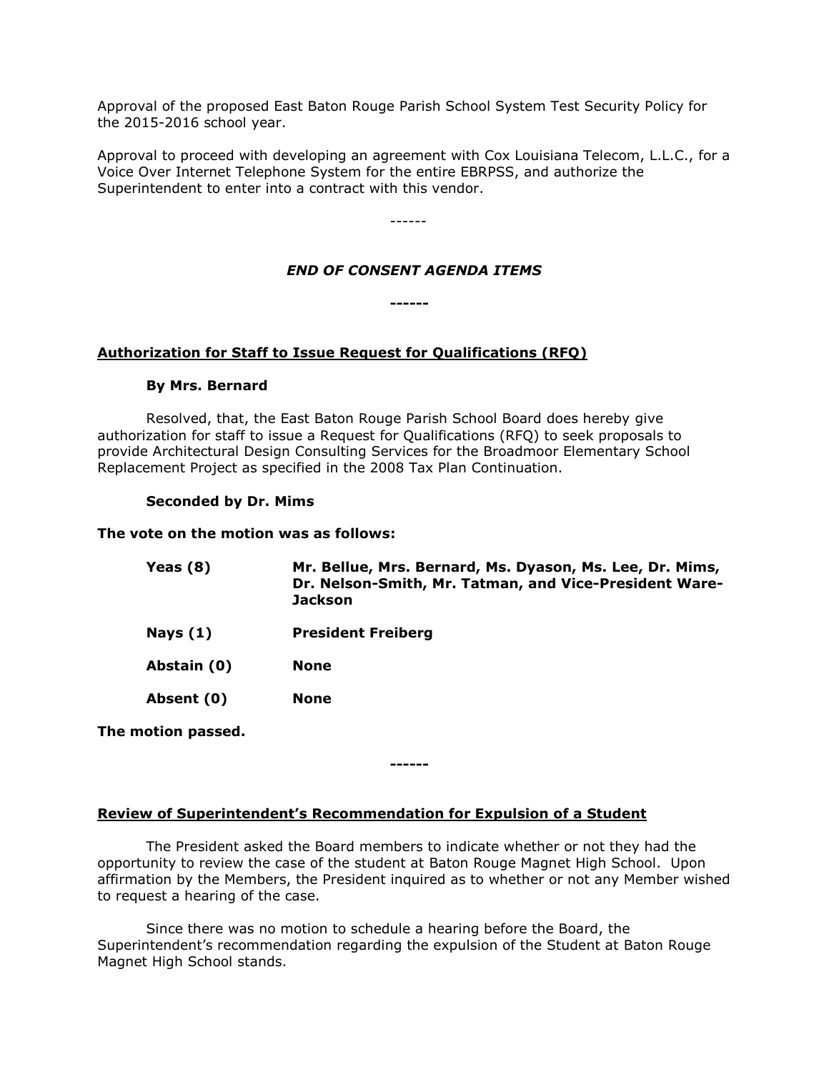Approval of the proposed East Baton Rouge Parish School System Test Security Policy for the 2015-2016 school year.

Approval to proceed with developing an agreement with Cox Louisiana Telecom, L.L.C., for a Voice Over Internet Telephone System for the entire EBRPSS, and authorize the Superintendent to enter into a contract with this vendor.

------

***END OF CONSENT AGENDA ITEMS***

**------**

**Authorization for Staff to Issue Request for Qualifications (RFQ)**

**By Mrs. Bernard**

Resolved, that, the East Baton Rouge Parish School Board does hereby give authorization for staff to issue a Request for Qualifications (RFQ) to seek proposals to provide Architectural Design Consulting Services for the Broadmoor Elementary School Replacement Project as specified in the 2008 Tax Plan Continuation.

**Seconded by Dr. Mims**

**The vote on the motion was as follows:**

| | |
|---|---|
| **Yeas (8)** | **Mr. Bellue, Mrs. Bernard, Ms. Dyason, Ms. Lee, Dr. Mims, Dr. Nelson-Smith, Mr. Tatman, and Vice-President Ware-Jackson** |
| **Nays (1)** | **President Freiberg** |
| **Abstain (0)** | **None** |
| **Absent (0)** | **None** |

**The motion passed.**

**------**

**Review of Superintendent's Recommendation for Expulsion of a Student**

The President asked the Board members to indicate whether or not they had the opportunity to review the case of the student at Baton Rouge Magnet High School. Upon affirmation by the Members, the President inquired as to whether or not any Member wished to request a hearing of the case.

Since there was no motion to schedule a hearing before the Board, the Superintendent's recommendation regarding the expulsion of the Student at Baton Rouge Magnet High School stands.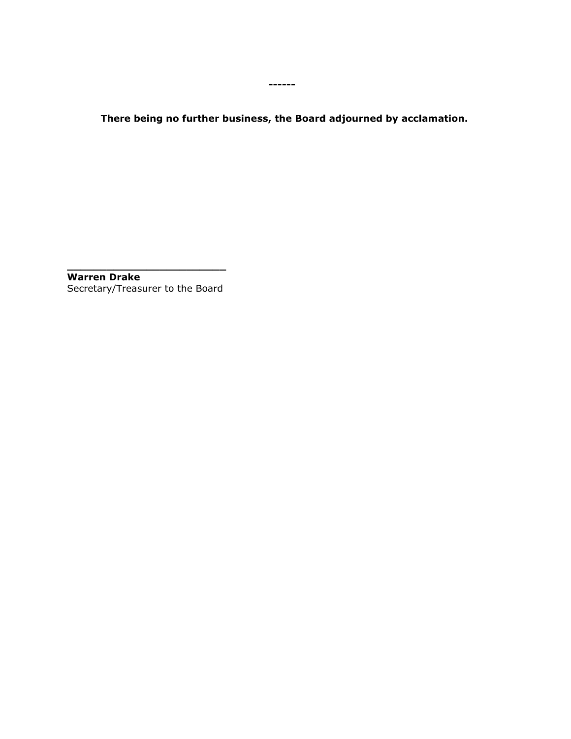**------**

**There being no further business, the Board adjourned by acclamation.**

**________________________**
**Warren Drake**
Secretary/Treasurer to the Board